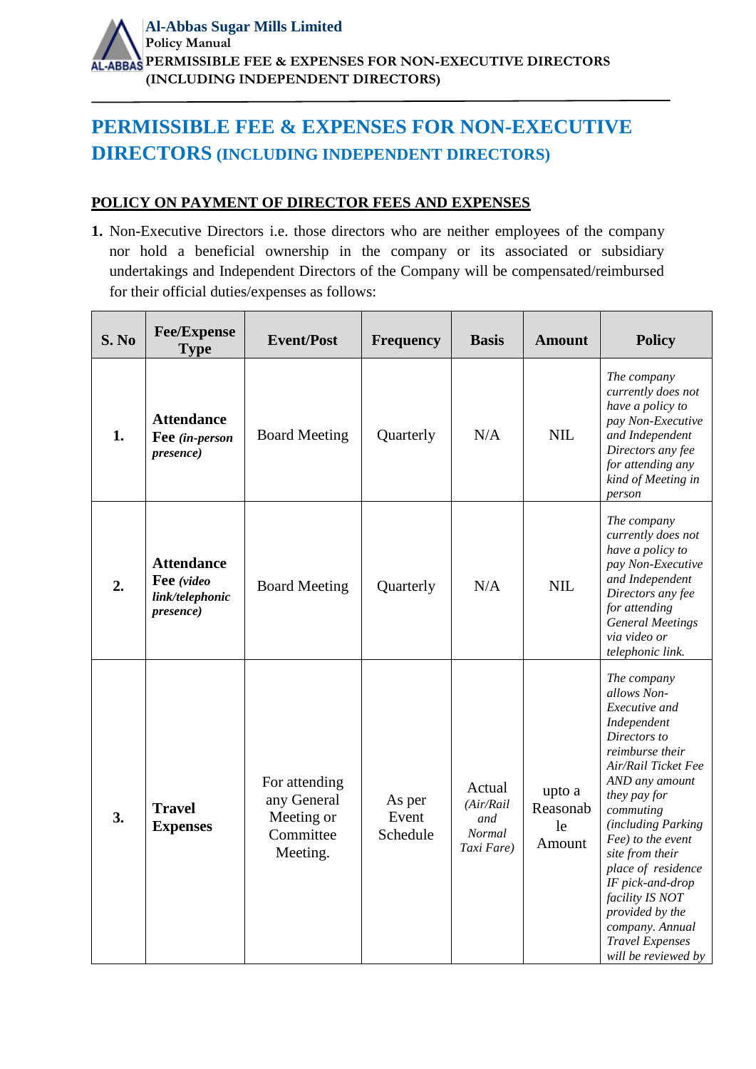# PERMISSIBLE FEE & EXPENSES FOR NON-EXECUTIVE DIRECTORS (INCLUDING INDEPENDENT DIRECTORS)

## POLICY ON PAYMENT OF DIRECTOR FEES AND EXPENSES

**1.** Non-Executive Directors i.e. those directors who are neither employees of the company nor hold a beneficial ownership in the company or its associated or subsidiary undertakings and Independent Directors of the Company will be compensated/reimbursed for their official duties/expenses as follows:

| S. No | Fee/Expense Type | Event/Post | Frequency | Basis | Amount | Policy |
|---|---|---|---|---|---|---|
| **1.** | **Attendance Fee** ***(in-person presence)*** | Board Meeting | Quarterly | N/A | NIL | *The company currently does not have a policy to pay Non-Executive and Independent Directors any fee for attending any kind of Meeting in person* |
| **2.** | **Attendance Fee** ***(video link/telephonic presence)*** | Board Meeting | Quarterly | N/A | NIL | *The company currently does not have a policy to pay Non-Executive and Independent Directors any fee for attending General Meetings via video or telephonic link.* |
| **3.** | **Travel Expenses** | For attending any General Meeting or Committee Meeting. | As per Event Schedule | Actual *(Air/Rail and Normal Taxi Fare)* | upto a Reasonable Amount | *The company allows Non-Executive and Independent Directors to reimburse their Air/Rail Ticket Fee AND any amount they pay for commuting (including Parking Fee) to the event site from their place of residence IF pick-and-drop facility IS NOT provided by the company. Annual Travel Expenses will be reviewed by* |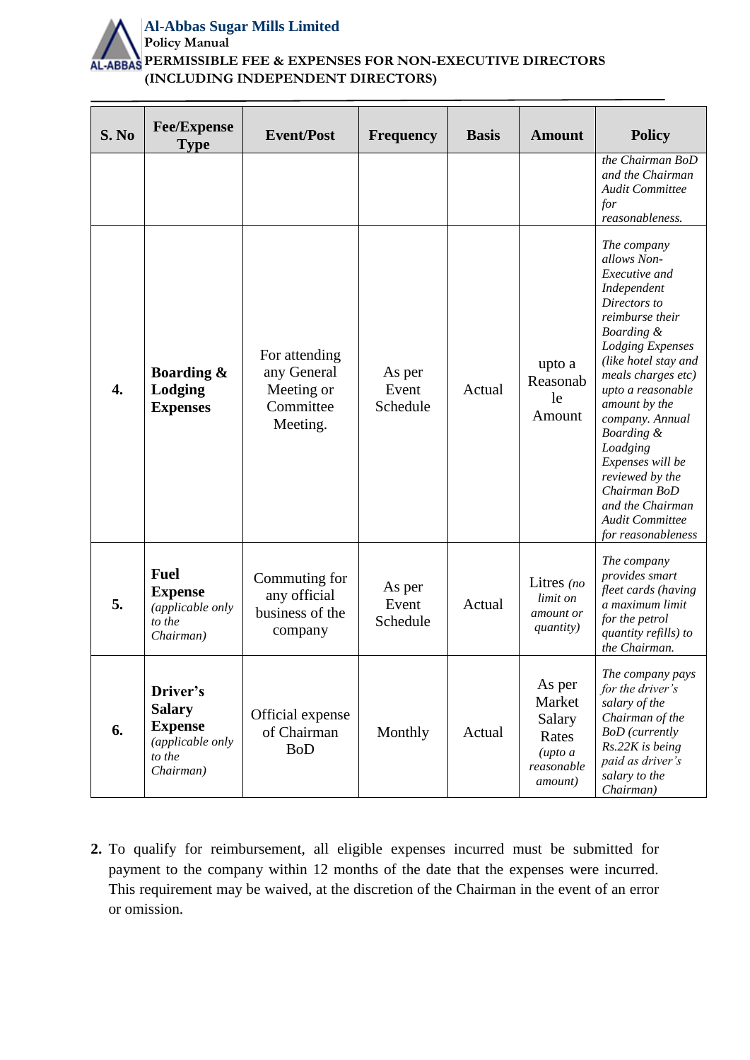| S. No | Fee/Expense Type | Event/Post | Frequency | Basis | Amount | Policy |
|---|---|---|---|---|---|---|
| | | | | | | *the Chairman BoD and the Chairman Audit Committee for reasonableness.* |
| **4.** | **Boarding & Lodging Expenses** | For attending any General Meeting or Committee Meeting. | As per Event Schedule | Actual | upto a Reasonable Amount | *The company allows Non-Executive and Independent Directors to reimburse their Boarding & Lodging Expenses (like hotel stay and meals charges etc) upto a reasonable amount by the company. Annual Boarding & Loadging Expenses will be reviewed by the Chairman BoD and the Chairman Audit Committee for reasonableness* |
| **5.** | **Fuel Expense** *(applicable only to the Chairman)* | Commuting for any official business of the company | As per Event Schedule | Actual | Litres *(no limit on amount or quantity)* | *The company provides smart fleet cards (having a maximum limit for the petrol quantity refills) to the Chairman.* |
| **6.** | **Driver's Salary Expense** *(applicable only to the Chairman)* | Official expense of Chairman BoD | Monthly | Actual | As per Market Salary Rates *(upto a reasonable amount)* | *The company pays for the driver's salary of the Chairman of the BoD (currently Rs.22K is being paid as driver's salary to the Chairman)* |

**2.** To qualify for reimbursement, all eligible expenses incurred must be submitted for payment to the company within 12 months of the date that the expenses were incurred. This requirement may be waived, at the discretion of the Chairman in the event of an error or omission.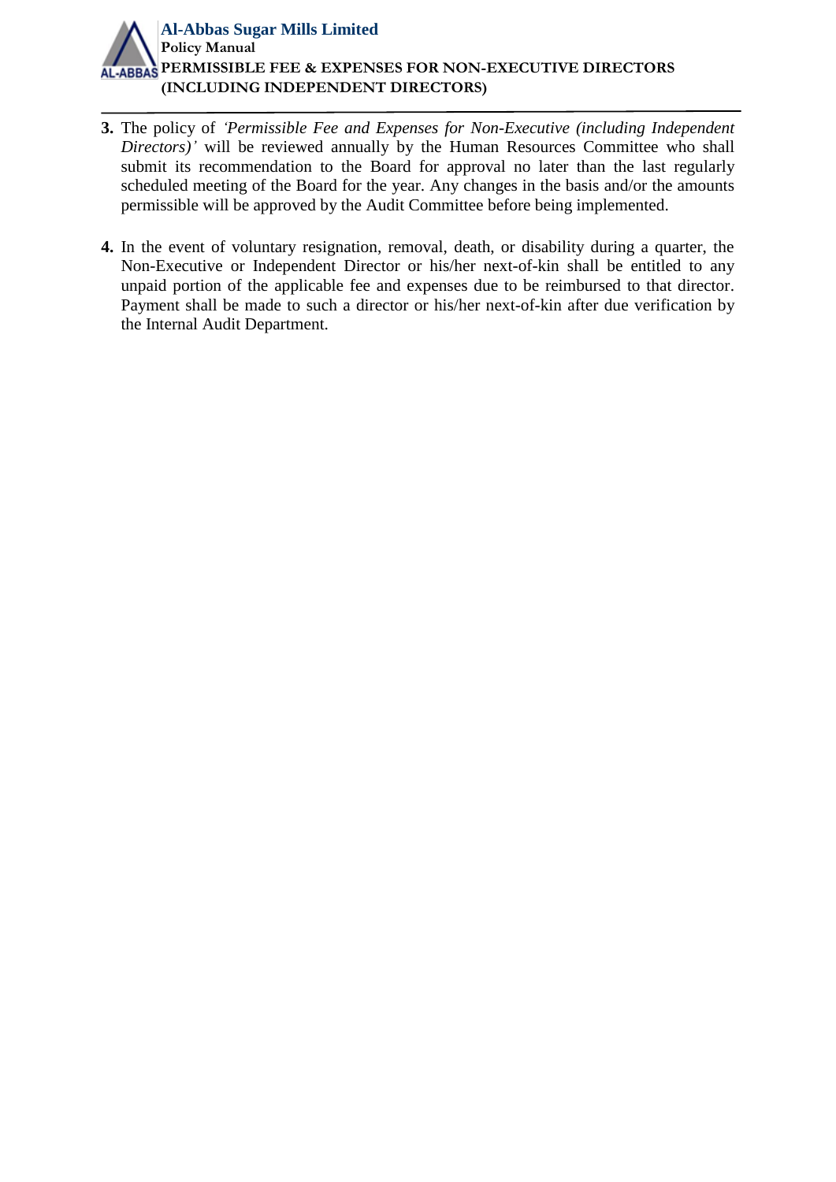3. The policy of *'Permissible Fee and Expenses for Non-Executive (including Independent Directors)'* will be reviewed annually by the Human Resources Committee who shall submit its recommendation to the Board for approval no later than the last regularly scheduled meeting of the Board for the year. Any changes in the basis and/or the amounts permissible will be approved by the Audit Committee before being implemented.

4. In the event of voluntary resignation, removal, death, or disability during a quarter, the Non-Executive or Independent Director or his/her next-of-kin shall be entitled to any unpaid portion of the applicable fee and expenses due to be reimbursed to that director. Payment shall be made to such a director or his/her next-of-kin after due verification by the Internal Audit Department.